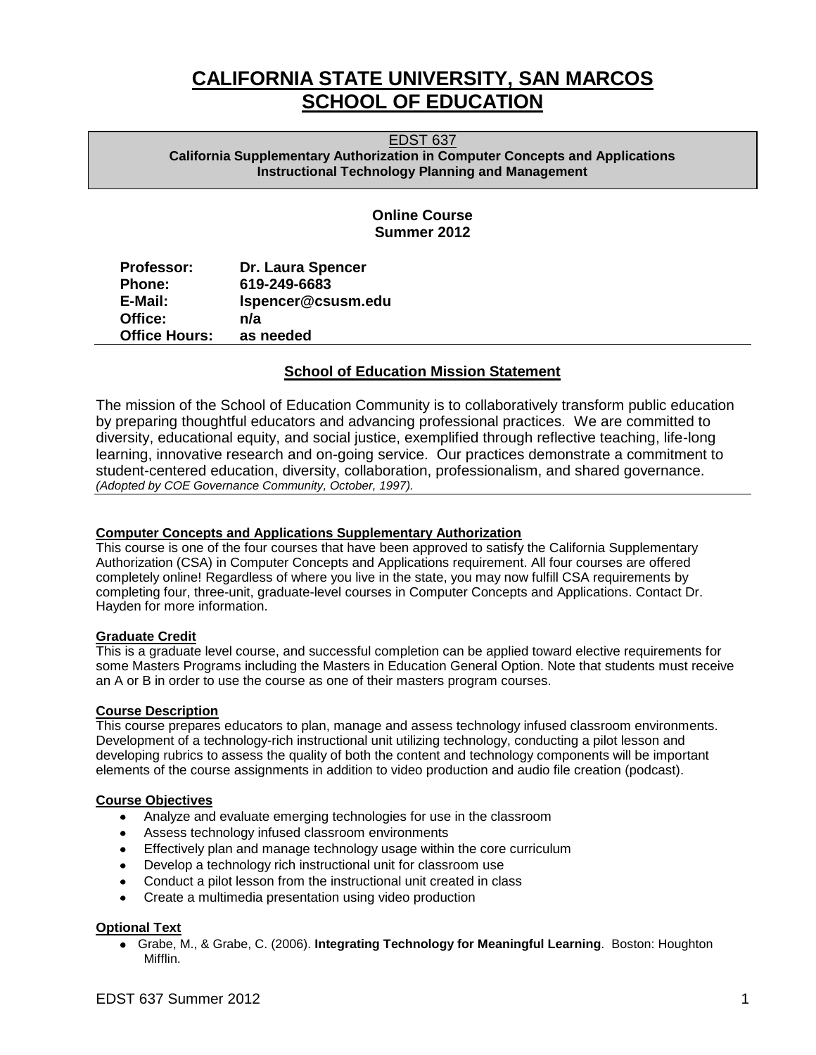# CALIFORNIA STATE UNIVERSITY, SAN MARCOS
# SCHOOL OF EDUCATION

EDST 637
**California Supplementary Authorization in Computer Concepts and Applications**
**Instructional Technology Planning and Management**

**Online Course**
**Summer 2012**

| | |
|---|---|
| **Professor:** | **Dr. Laura Spencer** |
| **Phone:** | **619-249-6683** |
| **E-Mail:** | **lspencer@csusm.edu** |
| **Office:** | **n/a** |
| **Office Hours:** | **as needed** |

## School of Education Mission Statement

The mission of the School of Education Community is to collaboratively transform public education by preparing thoughtful educators and advancing professional practices. We are committed to diversity, educational equity, and social justice, exemplified through reflective teaching, life-long learning, innovative research and on-going service. Our practices demonstrate a commitment to student-centered education, diversity, collaboration, professionalism, and shared governance.
*(Adopted by COE Governance Community, October, 1997).*

### Computer Concepts and Applications Supplementary Authorization

This course is one of the four courses that have been approved to satisfy the California Supplementary Authorization (CSA) in Computer Concepts and Applications requirement. All four courses are offered completely online! Regardless of where you live in the state, you may now fulfill CSA requirements by completing four, three-unit, graduate-level courses in Computer Concepts and Applications. Contact Dr. Hayden for more information.

### Graduate Credit

This is a graduate level course, and successful completion can be applied toward elective requirements for some Masters Programs including the Masters in Education General Option. Note that students must receive an A or B in order to use the course as one of their masters program courses.

### Course Description

This course prepares educators to plan, manage and assess technology infused classroom environments. Development of a technology-rich instructional unit utilizing technology, conducting a pilot lesson and developing rubrics to assess the quality of both the content and technology components will be important elements of the course assignments in addition to video production and audio file creation (podcast).

### Course Objectives

- Analyze and evaluate emerging technologies for use in the classroom
- Assess technology infused classroom environments
- Effectively plan and manage technology usage within the core curriculum
- Develop a technology rich instructional unit for classroom use
- Conduct a pilot lesson from the instructional unit created in class
- Create a multimedia presentation using video production

### Optional Text

- Grabe, M., & Grabe, C. (2006). **Integrating Technology for Meaningful Learning**. Boston: Houghton Mifflin.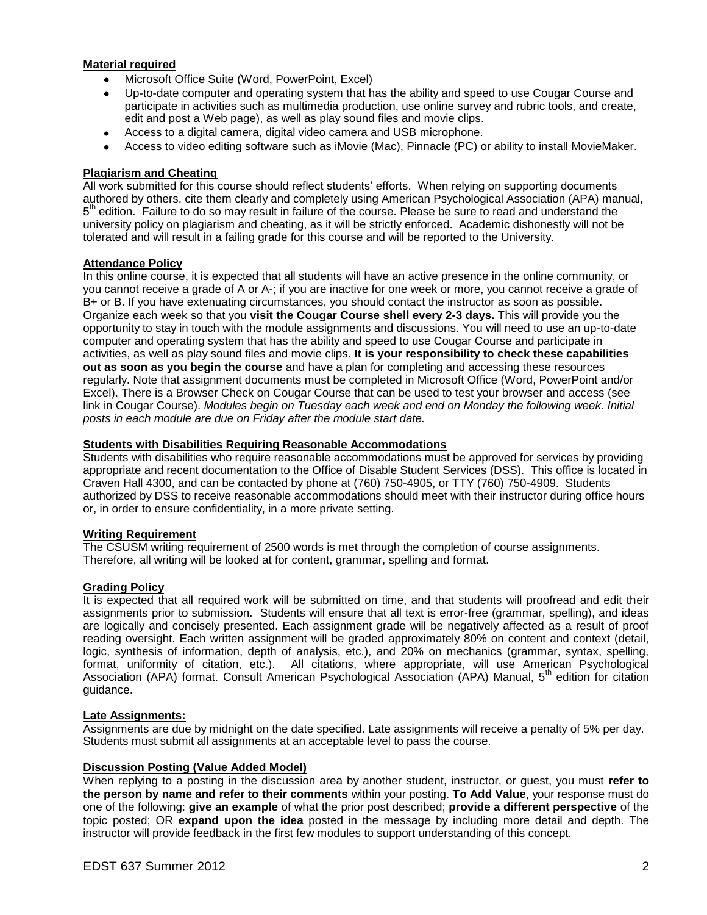**Material required**

- Microsoft Office Suite (Word, PowerPoint, Excel)
- Up-to-date computer and operating system that has the ability and speed to use Cougar Course and participate in activities such as multimedia production, use online survey and rubric tools, and create, edit and post a Web page), as well as play sound files and movie clips.
- Access to a digital camera, digital video camera and USB microphone.
- Access to video editing software such as iMovie (Mac), Pinnacle (PC) or ability to install MovieMaker.

**Plagiarism and Cheating**

All work submitted for this course should reflect students' efforts. When relying on supporting documents authored by others, cite them clearly and completely using American Psychological Association (APA) manual, 5th edition. Failure to do so may result in failure of the course. Please be sure to read and understand the university policy on plagiarism and cheating, as it will be strictly enforced. Academic dishonestly will not be tolerated and will result in a failing grade for this course and will be reported to the University.

**Attendance Policy**

In this online course, it is expected that all students will have an active presence in the online community, or you cannot receive a grade of A or A-; if you are inactive for one week or more, you cannot receive a grade of B+ or B. If you have extenuating circumstances, you should contact the instructor as soon as possible. Organize each week so that you **visit the Cougar Course shell every 2-3 days.** This will provide you the opportunity to stay in touch with the module assignments and discussions. You will need to use an up-to-date computer and operating system that has the ability and speed to use Cougar Course and participate in activities, as well as play sound files and movie clips. **It is your responsibility to check these capabilities out as soon as you begin the course** and have a plan for completing and accessing these resources regularly. Note that assignment documents must be completed in Microsoft Office (Word, PowerPoint and/or Excel). There is a Browser Check on Cougar Course that can be used to test your browser and access (see link in Cougar Course). *Modules begin on Tuesday each week and end on Monday the following week. Initial posts in each module are due on Friday after the module start date.*

**Students with Disabilities Requiring Reasonable Accommodations**

Students with disabilities who require reasonable accommodations must be approved for services by providing appropriate and recent documentation to the Office of Disable Student Services (DSS). This office is located in Craven Hall 4300, and can be contacted by phone at (760) 750-4905, or TTY (760) 750-4909. Students authorized by DSS to receive reasonable accommodations should meet with their instructor during office hours or, in order to ensure confidentiality, in a more private setting.

**Writing Requirement**

The CSUSM writing requirement of 2500 words is met through the completion of course assignments. Therefore, all writing will be looked at for content, grammar, spelling and format.

**Grading Policy**

It is expected that all required work will be submitted on time, and that students will proofread and edit their assignments prior to submission. Students will ensure that all text is error-free (grammar, spelling), and ideas are logically and concisely presented. Each assignment grade will be negatively affected as a result of proof reading oversight. Each written assignment will be graded approximately 80% on content and context (detail, logic, synthesis of information, depth of analysis, etc.), and 20% on mechanics (grammar, syntax, spelling, format, uniformity of citation, etc.). All citations, where appropriate, will use American Psychological Association (APA) format. Consult American Psychological Association (APA) Manual, 5th edition for citation guidance.

**Late Assignments:**

Assignments are due by midnight on the date specified. Late assignments will receive a penalty of 5% per day. Students must submit all assignments at an acceptable level to pass the course.

**Discussion Posting (Value Added Model)**

When replying to a posting in the discussion area by another student, instructor, or guest, you must **refer to the person by name and refer to their comments** within your posting. **To Add Value**, your response must do one of the following: **give an example** of what the prior post described; **provide a different perspective** of the topic posted; OR **expand upon the idea** posted in the message by including more detail and depth. The instructor will provide feedback in the first few modules to support understanding of this concept.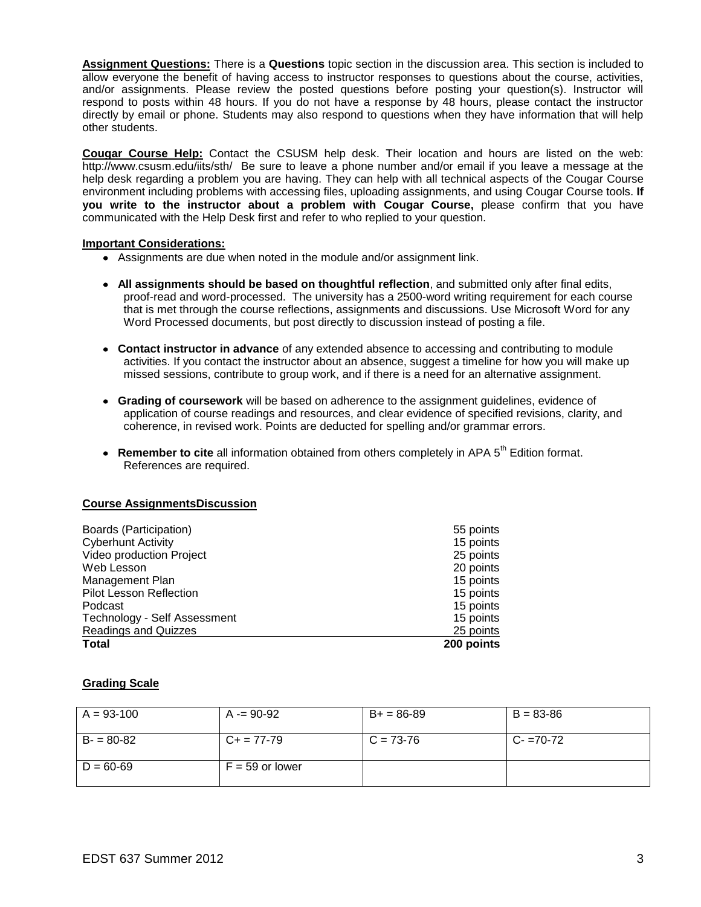**Assignment Questions:** There is a **Questions** topic section in the discussion area. This section is included to allow everyone the benefit of having access to instructor responses to questions about the course, activities, and/or assignments. Please review the posted questions before posting your question(s). Instructor will respond to posts within 48 hours. If you do not have a response by 48 hours, please contact the instructor directly by email or phone. Students may also respond to questions when they have information that will help other students.

**Cougar Course Help:** Contact the CSUSM help desk. Their location and hours are listed on the web: http://www.csusm.edu/iits/sth/ Be sure to leave a phone number and/or email if you leave a message at the help desk regarding a problem you are having. They can help with all technical aspects of the Cougar Course environment including problems with accessing files, uploading assignments, and using Cougar Course tools. **If you write to the instructor about a problem with Cougar Course,** please confirm that you have communicated with the Help Desk first and refer to who replied to your question.

**Important Considerations:**

- Assignments are due when noted in the module and/or assignment link.
- **All assignments should be based on thoughtful reflection**, and submitted only after final edits, proof-read and word-processed. The university has a 2500-word writing requirement for each course that is met through the course reflections, assignments and discussions. Use Microsoft Word for any Word Processed documents, but post directly to discussion instead of posting a file.
- **Contact instructor in advance** of any extended absence to accessing and contributing to module activities. If you contact the instructor about an absence, suggest a timeline for how you will make up missed sessions, contribute to group work, and if there is a need for an alternative assignment.
- **Grading of coursework** will be based on adherence to the assignment guidelines, evidence of application of course readings and resources, and clear evidence of specified revisions, clarity, and coherence, in revised work. Points are deducted for spelling and/or grammar errors.
- **Remember to cite** all information obtained from others completely in APA 5th Edition format. References are required.

**Course AssignmentsDiscussion**

| | |
|---|---|
| Boards (Participation) | 55 points |
| Cyberhunt Activity | 15 points |
| Video production Project | 25 points |
| Web Lesson | 20 points |
| Management Plan | 15 points |
| Pilot Lesson Reflection | 15 points |
| Podcast | 15 points |
| Technology - Self Assessment | 15 points |
| Readings and Quizzes | 25 points |
| **Total** | **200 points** |

**Grading Scale**

| | | | |
|---|---|---|---|
| A = 93-100 | A -= 90-92 | B+ = 86-89 | B = 83-86 |
| B- = 80-82 | C+ = 77-79 | C = 73-76 | C- =70-72 |
| D = 60-69 | F = 59 or lower | | |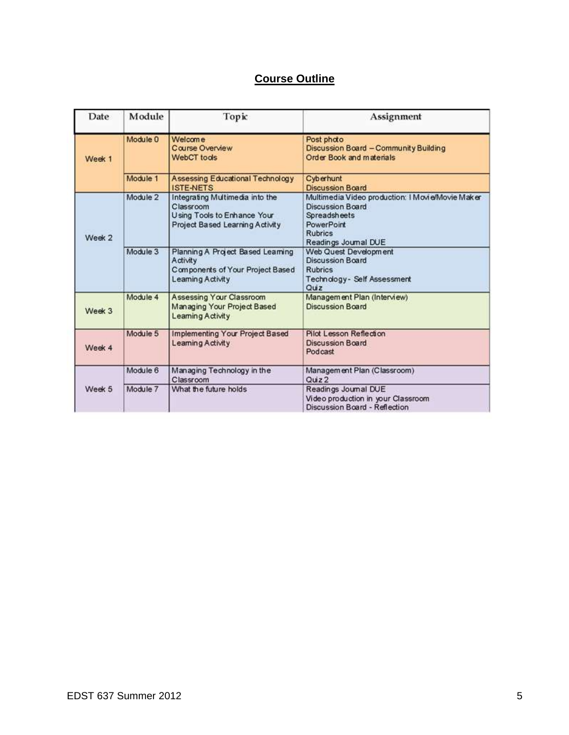## Course Outline

| Date | Module | Topic | Assignment |
|---|---|---|---|
| Week 1 | Module 0 | Welcome<br>Course Overview<br>WebCT tools | Post photo<br>Discussion Board – Community Building<br>Order Book and materials |
| | Module 1 | Assessing Educational Technology<br>ISTE-NETS | Cyberhunt<br>Discussion Board |
| Week 2 | Module 2 | Integrating Multimedia into the Classroom<br>Using Tools to Enhance Your Project Based Learning Activity | Multimedia Video production: I Movie/Movie Maker<br>Discussion Board<br>Spreadsheets<br>PowerPoint<br>Rubrics<br>Readings Journal DUE |
| | Module 3 | Planning A Project Based Learning Activity<br>Components of Your Project Based Learning Activity | Web Quest Development<br>Discussion Board<br>Rubrics<br>Technology - Self Assessment<br>Quiz |
| Week 3 | Module 4 | Assessing Your Classroom<br>Managing Your Project Based Learning Activity | Management Plan (Interview)<br>Discussion Board |
| Week 4 | Module 5 | Implementing Your Project Based Learning Activity | Pilot Lesson Reflection<br>Discussion Board<br>Podcast |
| Week 5 | Module 6 | Managing Technology in the Classroom | Management Plan (Classroom)<br>Quiz 2 |
| | Module 7 | What the future holds | Readings Journal DUE<br>Video production in your Classroom<br>Discussion Board - Reflection |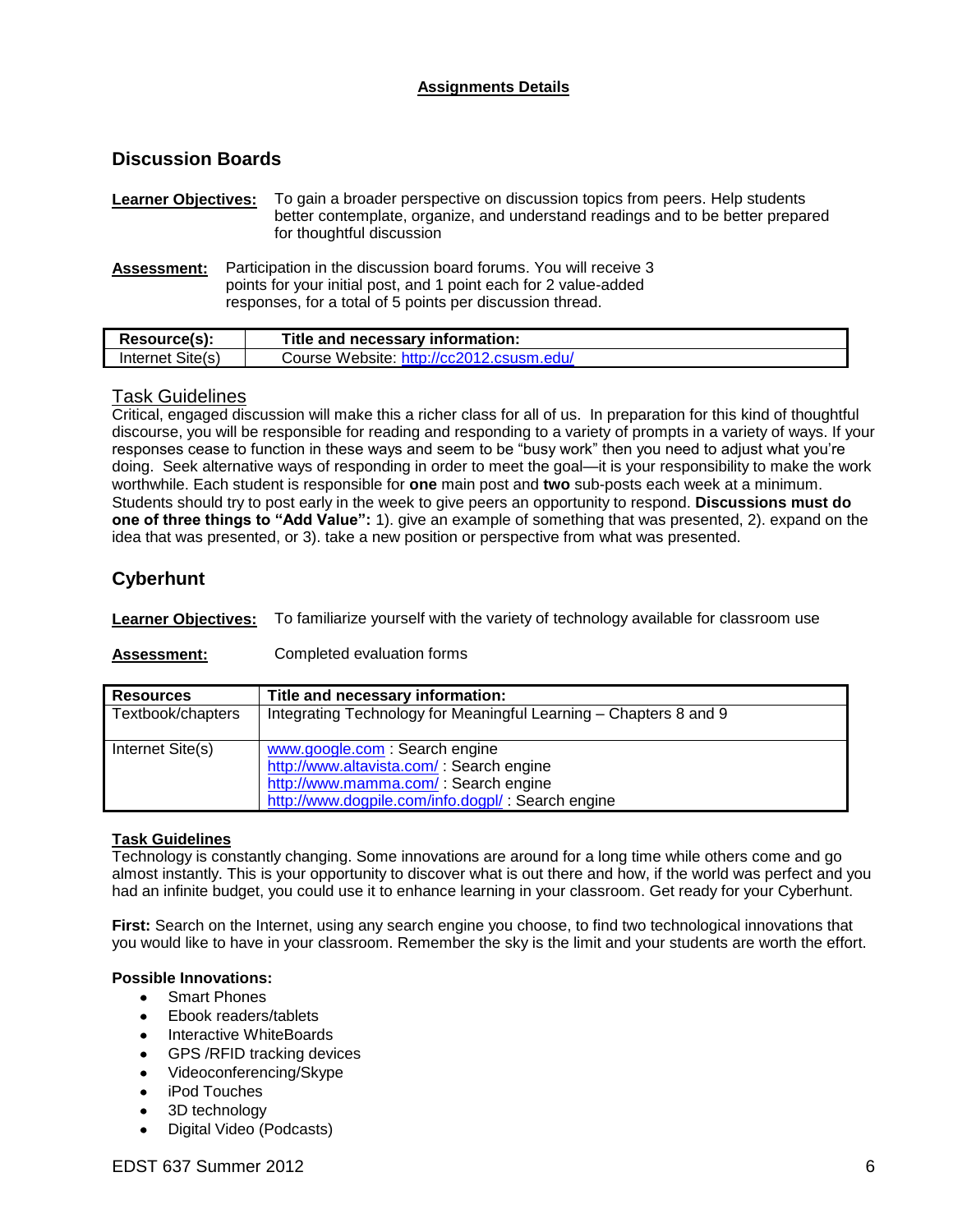**Assignments Details**

## Discussion Boards

**Learner Objectives:** To gain a broader perspective on discussion topics from peers. Help students better contemplate, organize, and understand readings and to be better prepared for thoughtful discussion

**Assessment:** Participation in the discussion board forums. You will receive 3 points for your initial post, and 1 point each for 2 value-added responses, for a total of 5 points per discussion thread.

| Resource(s): | Title and necessary information: |
|---|---|
| Internet Site(s) | Course Website: http://cc2012.csusm.edu/ |

### Task Guidelines

Critical, engaged discussion will make this a richer class for all of us. In preparation for this kind of thoughtful discourse, you will be responsible for reading and responding to a variety of prompts in a variety of ways. If your responses cease to function in these ways and seem to be "busy work" then you need to adjust what you're doing. Seek alternative ways of responding in order to meet the goal—it is your responsibility to make the work worthwhile. Each student is responsible for **one** main post and **two** sub-posts each week at a minimum. Students should try to post early in the week to give peers an opportunity to respond. **Discussions must do one of three things to "Add Value":** 1). give an example of something that was presented, 2). expand on the idea that was presented, or 3). take a new position or perspective from what was presented.

## Cyberhunt

**Learner Objectives:** To familiarize yourself with the variety of technology available for classroom use

**Assessment:** Completed evaluation forms

| Resources | Title and necessary information: |
|---|---|
| Textbook/chapters | Integrating Technology for Meaningful Learning – Chapters 8 and 9 |
| Internet Site(s) | www.google.com : Search engine<br>http://www.altavista.com/ : Search engine<br>http://www.mamma.com/ : Search engine<br>http://www.dogpile.com/info.dogpl/ : Search engine |

**Task Guidelines**

Technology is constantly changing. Some innovations are around for a long time while others come and go almost instantly. This is your opportunity to discover what is out there and how, if the world was perfect and you had an infinite budget, you could use it to enhance learning in your classroom. Get ready for your Cyberhunt.

**First:** Search on the Internet, using any search engine you choose, to find two technological innovations that you would like to have in your classroom. Remember the sky is the limit and your students are worth the effort.

**Possible Innovations:**

- Smart Phones
- Ebook readers/tablets
- Interactive WhiteBoards
- GPS /RFID tracking devices
- Videoconferencing/Skype
- iPod Touches
- 3D technology
- Digital Video (Podcasts)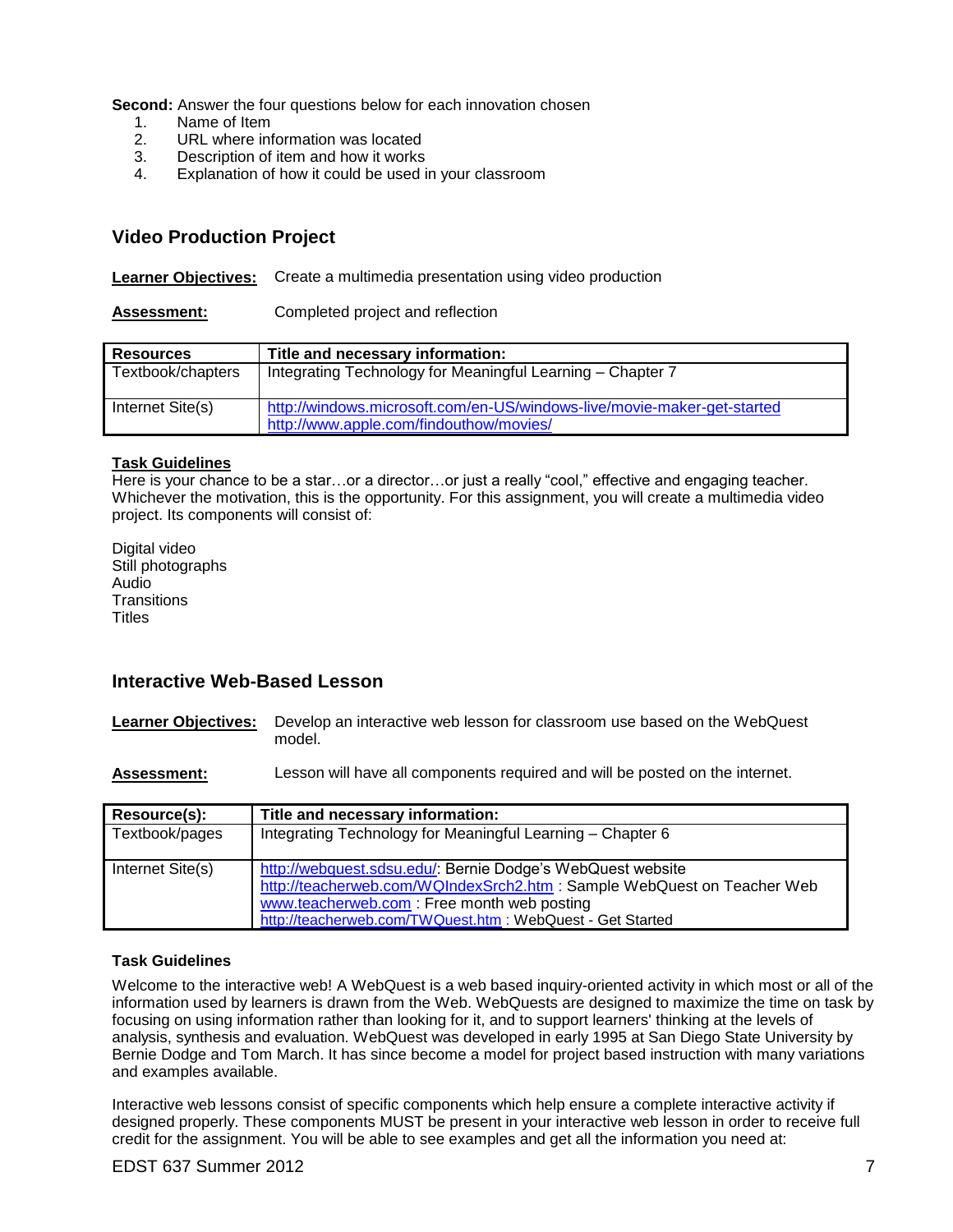**Second:** Answer the four questions below for each innovation chosen

1. Name of Item
2. URL where information was located
3. Description of item and how it works
4. Explanation of how it could be used in your classroom

## Video Production Project

**Learner Objectives:** Create a multimedia presentation using video production

**Assessment:** Completed project and reflection

| Resources | Title and necessary information: |
|---|---|
| Textbook/chapters | Integrating Technology for Meaningful Learning – Chapter 7 |
| Internet Site(s) | http://windows.microsoft.com/en-US/windows-live/movie-maker-get-started<br>http://www.apple.com/findouthow/movies/ |

**Task Guidelines**

Here is your chance to be a star…or a director…or just a really "cool," effective and engaging teacher. Whichever the motivation, this is the opportunity. For this assignment, you will create a multimedia video project. Its components will consist of:

Digital video
Still photographs
Audio
Transitions
Titles

## Interactive Web-Based Lesson

**Learner Objectives:** Develop an interactive web lesson for classroom use based on the WebQuest model.

**Assessment:** Lesson will have all components required and will be posted on the internet.

| Resource(s): | Title and necessary information: |
|---|---|
| Textbook/pages | Integrating Technology for Meaningful Learning – Chapter 6 |
| Internet Site(s) | http://webquest.sdsu.edu/: Bernie Dodge's WebQuest website<br>http://teacherweb.com/WQIndexSrch2.htm : Sample WebQuest on Teacher Web<br>www.teacherweb.com : Free month web posting<br>http://teacherweb.com/TWQuest.htm : WebQuest - Get Started |

**Task Guidelines**

Welcome to the interactive web! A WebQuest is a web based inquiry-oriented activity in which most or all of the information used by learners is drawn from the Web. WebQuests are designed to maximize the time on task by focusing on using information rather than looking for it, and to support learners' thinking at the levels of analysis, synthesis and evaluation. WebQuest was developed in early 1995 at San Diego State University by Bernie Dodge and Tom March. It has since become a model for project based instruction with many variations and examples available.

Interactive web lessons consist of specific components which help ensure a complete interactive activity if designed properly. These components MUST be present in your interactive web lesson in order to receive full credit for the assignment. You will be able to see examples and get all the information you need at: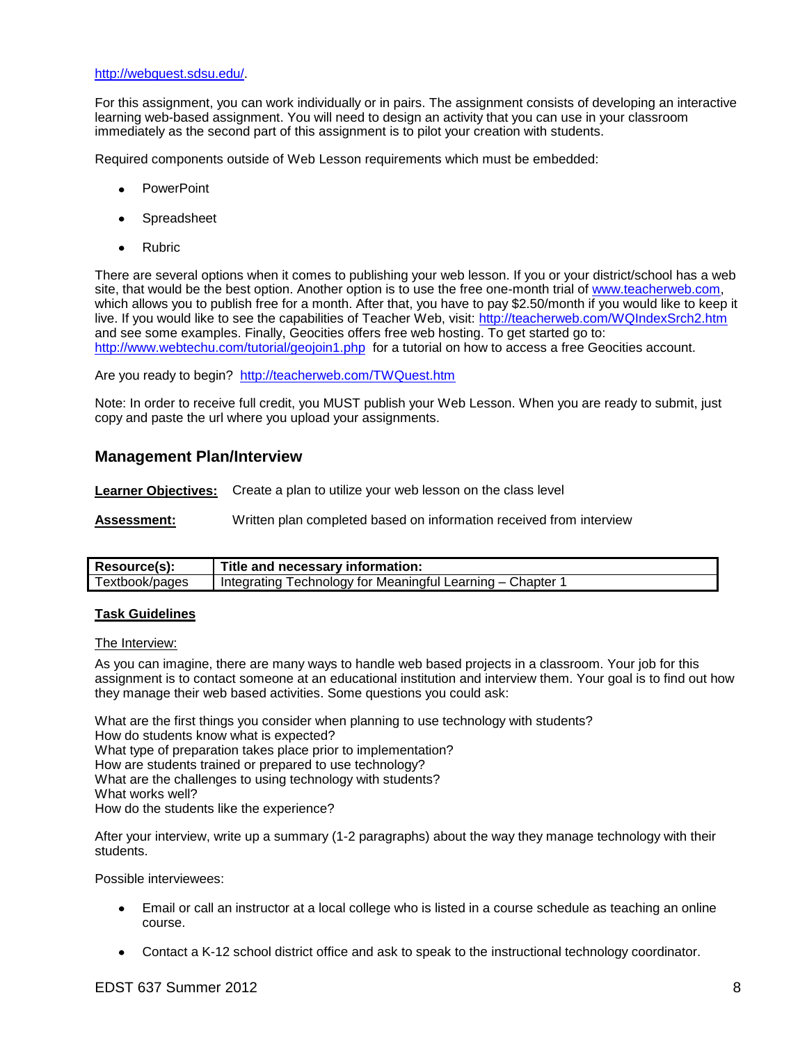http://webquest.sdsu.edu/.

For this assignment, you can work individually or in pairs. The assignment consists of developing an interactive learning web-based assignment. You will need to design an activity that you can use in your classroom immediately as the second part of this assignment is to pilot your creation with students.

Required components outside of Web Lesson requirements which must be embedded:

- PowerPoint
- Spreadsheet
- Rubric

There are several options when it comes to publishing your web lesson. If you or your district/school has a web site, that would be the best option. Another option is to use the free one-month trial of www.teacherweb.com, which allows you to publish free for a month. After that, you have to pay $2.50/month if you would like to keep it live. If you would like to see the capabilities of Teacher Web, visit: http://teacherweb.com/WQIndexSrch2.htm and see some examples. Finally, Geocities offers free web hosting. To get started go to: http://www.webtechu.com/tutorial/geojoin1.php for a tutorial on how to access a free Geocities account.

Are you ready to begin? http://teacherweb.com/TWQuest.htm

Note: In order to receive full credit, you MUST publish your Web Lesson. When you are ready to submit, just copy and paste the url where you upload your assignments.

## Management Plan/Interview

**Learner Objectives:** Create a plan to utilize your web lesson on the class level

**Assessment:** Written plan completed based on information received from interview

| Resource(s): | Title and necessary information: |
|---|---|
| Textbook/pages | Integrating Technology for Meaningful Learning – Chapter 1 |

**Task Guidelines**

The Interview:

As you can imagine, there are many ways to handle web based projects in a classroom. Your job for this assignment is to contact someone at an educational institution and interview them. Your goal is to find out how they manage their web based activities. Some questions you could ask:

What are the first things you consider when planning to use technology with students?
How do students know what is expected?
What type of preparation takes place prior to implementation?
How are students trained or prepared to use technology?
What are the challenges to using technology with students?
What works well?
How do the students like the experience?

After your interview, write up a summary (1-2 paragraphs) about the way they manage technology with their students.

Possible interviewees:

- Email or call an instructor at a local college who is listed in a course schedule as teaching an online course.
- Contact a K-12 school district office and ask to speak to the instructional technology coordinator.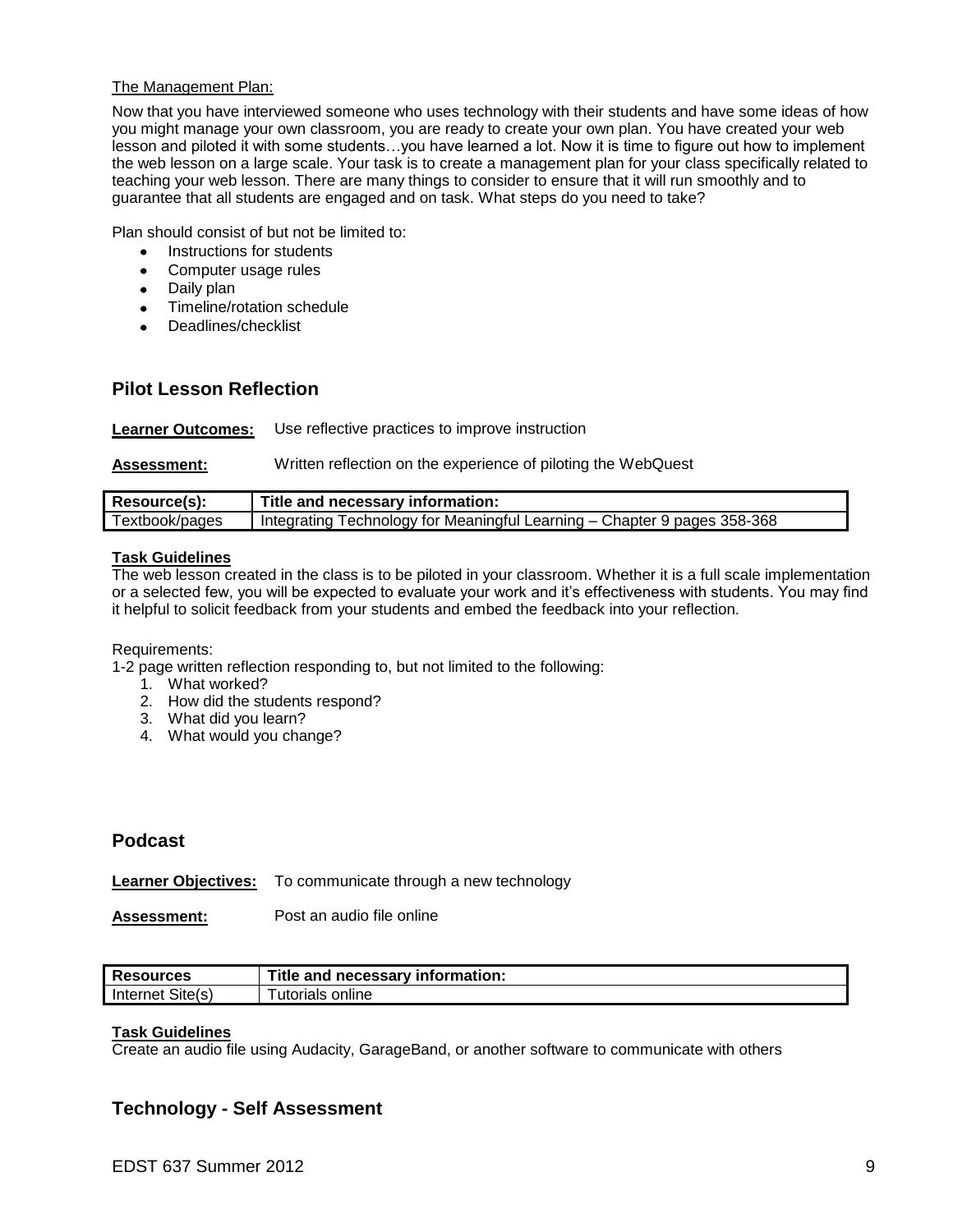The Management Plan:

Now that you have interviewed someone who uses technology with their students and have some ideas of how you might manage your own classroom, you are ready to create your own plan. You have created your web lesson and piloted it with some students…you have learned a lot. Now it is time to figure out how to implement the web lesson on a large scale. Your task is to create a management plan for your class specifically related to teaching your web lesson. There are many things to consider to ensure that it will run smoothly and to guarantee that all students are engaged and on task. What steps do you need to take?

Plan should consist of but not be limited to:

- Instructions for students
- Computer usage rules
- Daily plan
- Timeline/rotation schedule
- Deadlines/checklist

## Pilot Lesson Reflection

**Learner Outcomes:** Use reflective practices to improve instruction

**Assessment:** Written reflection on the experience of piloting the WebQuest

| Resource(s): | Title and necessary information: |
|---|---|
| Textbook/pages | Integrating Technology for Meaningful Learning – Chapter 9 pages 358-368 |

**Task Guidelines**

The web lesson created in the class is to be piloted in your classroom. Whether it is a full scale implementation or a selected few, you will be expected to evaluate your work and it's effectiveness with students. You may find it helpful to solicit feedback from your students and embed the feedback into your reflection.

Requirements:

1-2 page written reflection responding to, but not limited to the following:

1. What worked?
2. How did the students respond?
3. What did you learn?
4. What would you change?

## Podcast

**Learner Objectives:** To communicate through a new technology

**Assessment:** Post an audio file online

| Resources | Title and necessary information: |
|---|---|
| Internet Site(s) | Tutorials online |

**Task Guidelines**

Create an audio file using Audacity, GarageBand, or another software to communicate with others

## Technology - Self Assessment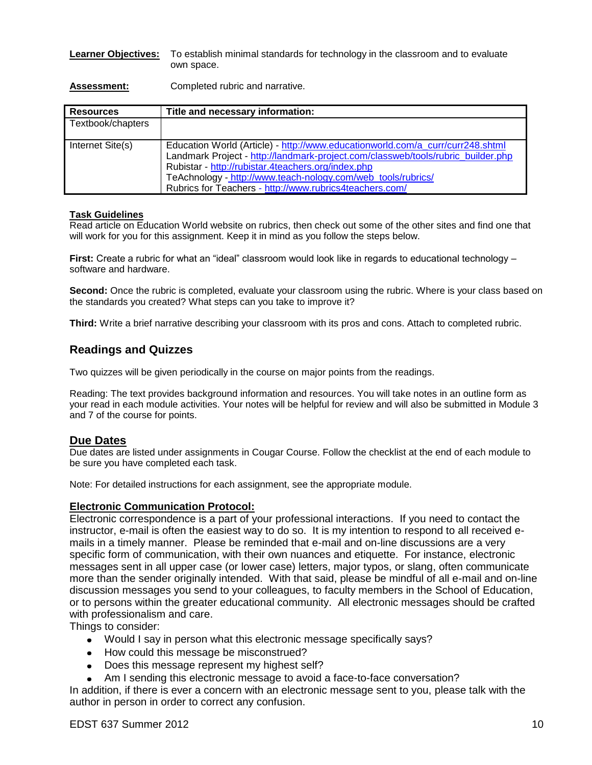**Learner Objectives:** To establish minimal standards for technology in the classroom and to evaluate own space.

**Assessment:** Completed rubric and narrative.

| Resources | Title and necessary information: |
|---|---|
| Textbook/chapters | |
| Internet Site(s) | Education World (Article) - http://www.educationworld.com/a_curr/curr248.shtml<br>Landmark Project - http://landmark-project.com/classweb/tools/rubric_builder.php<br>Rubistar - http://rubistar.4teachers.org/index.php<br>TeAchnology - http://www.teach-nology.com/web_tools/rubrics/<br>Rubrics for Teachers - http://www.rubrics4teachers.com/ |

**Task Guidelines**

Read article on Education World website on rubrics, then check out some of the other sites and find one that will work for you for this assignment. Keep it in mind as you follow the steps below.

**First:** Create a rubric for what an "ideal" classroom would look like in regards to educational technology – software and hardware.

**Second:** Once the rubric is completed, evaluate your classroom using the rubric. Where is your class based on the standards you created? What steps can you take to improve it?

**Third:** Write a brief narrative describing your classroom with its pros and cons. Attach to completed rubric.

## Readings and Quizzes

Two quizzes will be given periodically in the course on major points from the readings.

Reading: The text provides background information and resources. You will take notes in an outline form as your read in each module activities. Your notes will be helpful for review and will also be submitted in Module 3 and 7 of the course for points.

## Due Dates

Due dates are listed under assignments in Cougar Course. Follow the checklist at the end of each module to be sure you have completed each task.

Note: For detailed instructions for each assignment, see the appropriate module.

**Electronic Communication Protocol:**

Electronic correspondence is a part of your professional interactions. If you need to contact the instructor, e-mail is often the easiest way to do so. It is my intention to respond to all received e-mails in a timely manner. Please be reminded that e-mail and on-line discussions are a very specific form of communication, with their own nuances and etiquette. For instance, electronic messages sent in all upper case (or lower case) letters, major typos, or slang, often communicate more than the sender originally intended. With that said, please be mindful of all e-mail and on-line discussion messages you send to your colleagues, to faculty members in the School of Education, or to persons within the greater educational community. All electronic messages should be crafted with professionalism and care.

Things to consider:

- Would I say in person what this electronic message specifically says?
- How could this message be misconstrued?
- Does this message represent my highest self?
- Am I sending this electronic message to avoid a face-to-face conversation?

In addition, if there is ever a concern with an electronic message sent to you, please talk with the author in person in order to correct any confusion.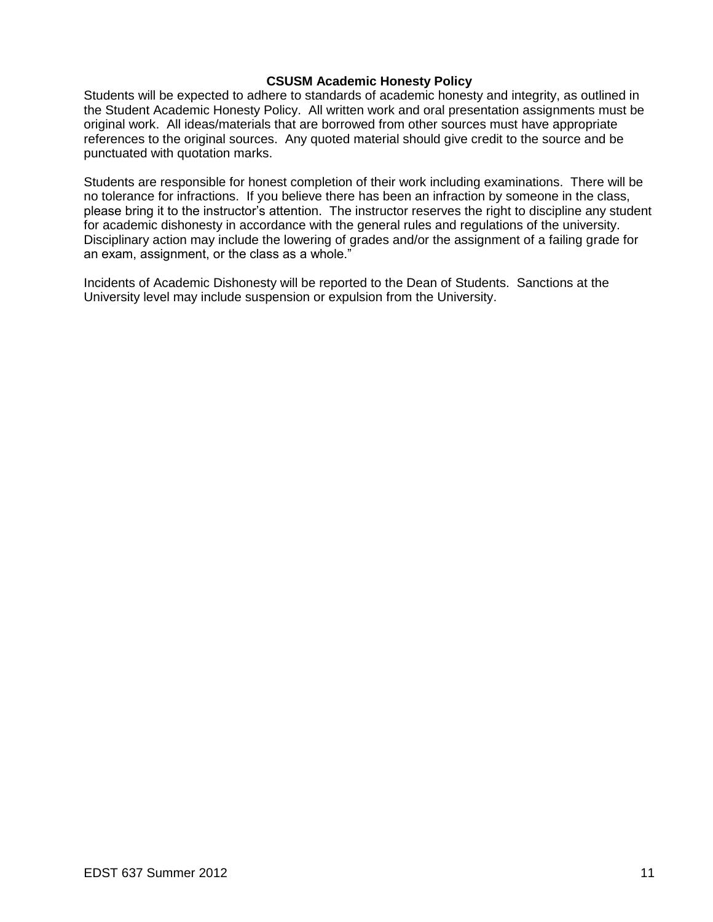### CSUSM Academic Honesty Policy

Students will be expected to adhere to standards of academic honesty and integrity, as outlined in the Student Academic Honesty Policy. All written work and oral presentation assignments must be original work. All ideas/materials that are borrowed from other sources must have appropriate references to the original sources. Any quoted material should give credit to the source and be punctuated with quotation marks.

Students are responsible for honest completion of their work including examinations. There will be no tolerance for infractions. If you believe there has been an infraction by someone in the class, please bring it to the instructor's attention. The instructor reserves the right to discipline any student for academic dishonesty in accordance with the general rules and regulations of the university. Disciplinary action may include the lowering of grades and/or the assignment of a failing grade for an exam, assignment, or the class as a whole."

Incidents of Academic Dishonesty will be reported to the Dean of Students. Sanctions at the University level may include suspension or expulsion from the University.